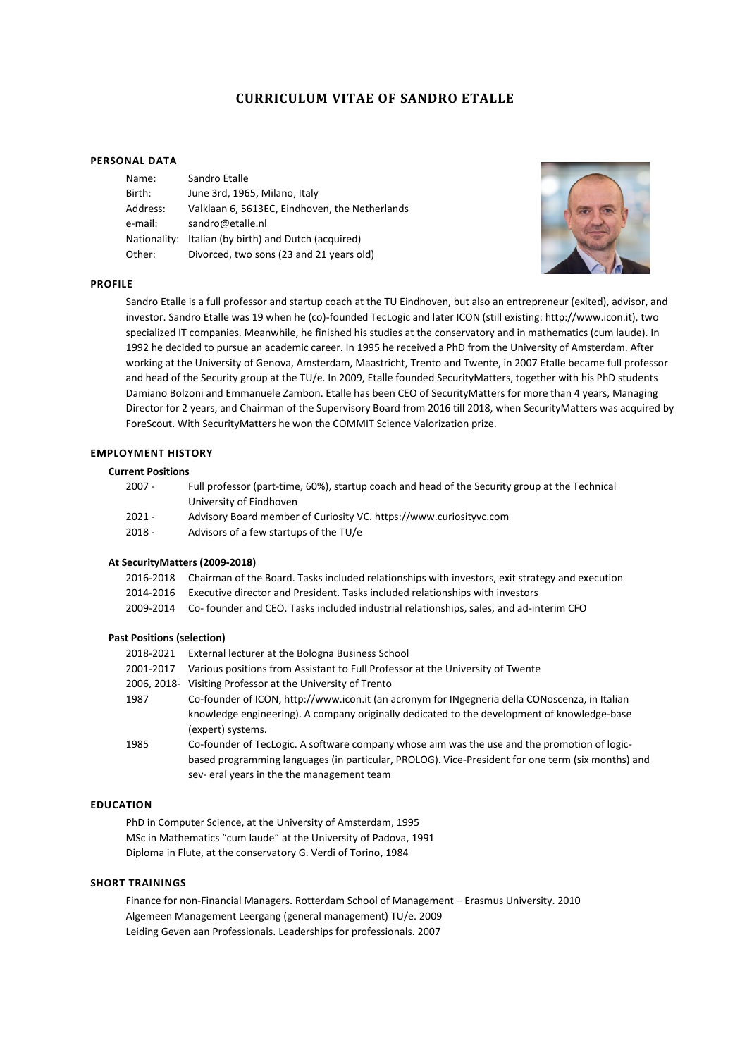# CURRICULUM VITAE OF SANDRO ETALLE

## PERSONAL DATA

| | |
|---|---|
| Name: | Sandro Etalle |
| Birth: | June 3rd, 1965, Milano, Italy |
| Address: | Valklaan 6, 5613EC, Eindhoven, the Netherlands |
| e-mail: | sandro@etalle.nl |
| Nationality: | Italian (by birth) and Dutch (acquired) |
| Other: | Divorced, two sons (23 and 21 years old) |

## PROFILE

Sandro Etalle is a full professor and startup coach at the TU Eindhoven, but also an entrepreneur (exited), advisor, and investor. Sandro Etalle was 19 when he (co)-founded TecLogic and later ICON (still existing: http://www.icon.it), two specialized IT companies. Meanwhile, he finished his studies at the conservatory and in mathematics (cum laude). In 1992 he decided to pursue an academic career. In 1995 he received a PhD from the University of Amsterdam. After working at the University of Genova, Amsterdam, Maastricht, Trento and Twente, in 2007 Etalle became full professor and head of the Security group at the TU/e. In 2009, Etalle founded SecurityMatters, together with his PhD students Damiano Bolzoni and Emmanuele Zambon. Etalle has been CEO of SecurityMatters for more than 4 years, Managing Director for 2 years, and Chairman of the Supervisory Board from 2016 till 2018, when SecurityMatters was acquired by ForeScout. With SecurityMatters he won the COMMIT Science Valorization prize.

## EMPLOYMENT HISTORY

### Current Positions

| | |
|---|---|
| 2007 - | Full professor (part-time, 60%), startup coach and head of the Security group at the Technical University of Eindhoven |
| 2021 - | Advisory Board member of Curiosity VC. https://www.curiosityvc.com |
| 2018 - | Advisors of a few startups of the TU/e |

### At SecurityMatters (2009-2018)

| | |
|---|---|
| 2016-2018 | Chairman of the Board. Tasks included relationships with investors, exit strategy and execution |
| 2014-2016 | Executive director and President. Tasks included relationships with investors |
| 2009-2014 | Co- founder and CEO. Tasks included industrial relationships, sales, and ad-interim CFO |

### Past Positions (selection)

| | |
|---|---|
| 2018-2021 | External lecturer at the Bologna Business School |
| 2001-2017 | Various positions from Assistant to Full Professor at the University of Twente |
| 2006, 2018- | Visiting Professor at the University of Trento |
| 1987 | Co-founder of ICON, http://www.icon.it (an acronym for INgegneria della CONoscenza, in Italian knowledge engineering). A company originally dedicated to the development of knowledge-base (expert) systems. |
| 1985 | Co-founder of TecLogic. A software company whose aim was the use and the promotion of logic-based programming languages (in particular, PROLOG). Vice-President for one term (six months) and sev- eral years in the the management team |

## EDUCATION

PhD in Computer Science, at the University of Amsterdam, 1995
MSc in Mathematics "cum laude" at the University of Padova, 1991
Diploma in Flute, at the conservatory G. Verdi of Torino, 1984

## SHORT TRAININGS

Finance for non-Financial Managers. Rotterdam School of Management – Erasmus University. 2010
Algemeen Management Leergang (general management) TU/e. 2009
Leiding Geven aan Professionals. Leaderships for professionals. 2007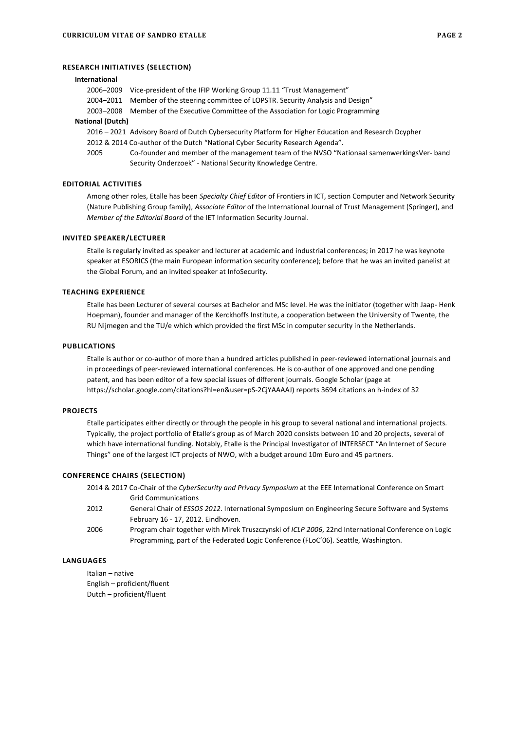## RESEARCH INITIATIVES (SELECTION)

**International**

2006–2009 Vice-president of the IFIP Working Group 11.11 "Trust Management"

2004–2011 Member of the steering committee of LOPSTR. Security Analysis and Design"

2003–2008 Member of the Executive Committee of the Association for Logic Programming

**National (Dutch)**

2016 – 2021 Advisory Board of Dutch Cybersecurity Platform for Higher Education and Research Dcypher

2012 & 2014 Co-author of the Dutch "National Cyber Security Research Agenda".

2005 Co-founder and member of the management team of the NVSO "Nationaal samenwerkingsVer- band Security Onderzoek" - National Security Knowledge Centre.

## EDITORIAL ACTIVITIES

Among other roles, Etalle has been *Specialty Chief Editor* of Frontiers in ICT, section Computer and Network Security (Nature Publishing Group family), *Associate Editor* of the International Journal of Trust Management (Springer), and *Member of the Editorial Board* of the IET Information Security Journal.

## INVITED SPEAKER/LECTURER

Etalle is regularly invited as speaker and lecturer at academic and industrial conferences; in 2017 he was keynote speaker at ESORICS (the main European information security conference); before that he was an invited panelist at the Global Forum, and an invited speaker at InfoSecurity.

## TEACHING EXPERIENCE

Etalle has been Lecturer of several courses at Bachelor and MSc level. He was the initiator (together with Jaap- Henk Hoepman), founder and manager of the Kerckhoffs Institute, a cooperation between the University of Twente, the RU Nijmegen and the TU/e which which provided the first MSc in computer security in the Netherlands.

## PUBLICATIONS

Etalle is author or co-author of more than a hundred articles published in peer-reviewed international journals and in proceedings of peer-reviewed international conferences. He is co-author of one approved and one pending patent, and has been editor of a few special issues of different journals. Google Scholar (page at https://scholar.google.com/citations?hl=en&user=pS-2CjYAAAAJ) reports 3694 citations an h-index of 32

## PROJECTS

Etalle participates either directly or through the people in his group to several national and international projects. Typically, the project portfolio of Etalle's group as of March 2020 consists between 10 and 20 projects, several of which have international funding. Notably, Etalle is the Principal Investigator of INTERSECT "An Internet of Secure Things" one of the largest ICT projects of NWO, with a budget around 10m Euro and 45 partners.

## CONFERENCE CHAIRS (SELECTION)

2014 & 2017 Co-Chair of the *CyberSecurity and Privacy Symposium* at the EEE International Conference on Smart Grid Communications

2012 General Chair of *ESSOS 2012*. International Symposium on Engineering Secure Software and Systems February 16 - 17, 2012. Eindhoven.

2006 Program chair together with Mirek Truszczynski of *ICLP 2006*, 22nd International Conference on Logic Programming, part of the Federated Logic Conference (FLoC'06). Seattle, Washington.

## LANGUAGES

Italian – native
English – proficient/fluent
Dutch – proficient/fluent